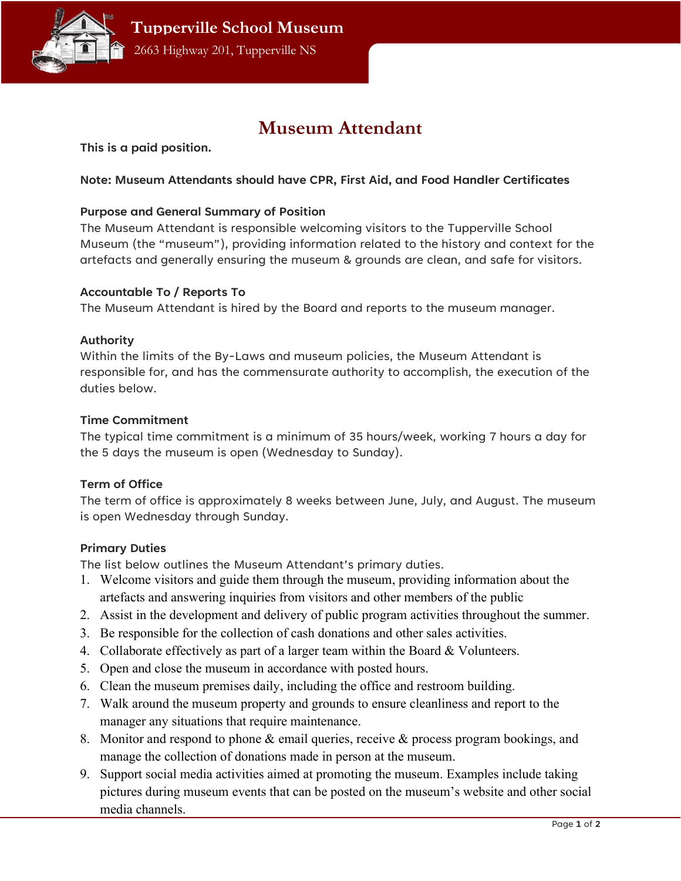Tupperville School Museum

2663 Highway 201, Tupperville NS

# Museum Attendant

**This is a paid position.**

**Note: Museum Attendants should have CPR, First Aid, and Food Handler Certificates**

### Purpose and General Summary of Position

The Museum Attendant is responsible welcoming visitors to the Tupperville School Museum (the "museum"), providing information related to the history and context for the artefacts and generally ensuring the museum & grounds are clean, and safe for visitors.

### Accountable To / Reports To

The Museum Attendant is hired by the Board and reports to the museum manager.

### Authority

Within the limits of the By-Laws and museum policies, the Museum Attendant is responsible for, and has the commensurate authority to accomplish, the execution of the duties below.

### Time Commitment

The typical time commitment is a minimum of 35 hours/week, working 7 hours a day for the 5 days the museum is open (Wednesday to Sunday).

### Term of Office

The term of office is approximately 8 weeks between June, July, and August. The museum is open Wednesday through Sunday.

### Primary Duties

The list below outlines the Museum Attendant's primary duties.

1. Welcome visitors and guide them through the museum, providing information about the artefacts and answering inquiries from visitors and other members of the public
2. Assist in the development and delivery of public program activities throughout the summer.
3. Be responsible for the collection of cash donations and other sales activities.
4. Collaborate effectively as part of a larger team within the Board & Volunteers.
5. Open and close the museum in accordance with posted hours.
6. Clean the museum premises daily, including the office and restroom building.
7. Walk around the museum property and grounds to ensure cleanliness and report to the manager any situations that require maintenance.
8. Monitor and respond to phone & email queries, receive & process program bookings, and manage the collection of donations made in person at the museum.
9. Support social media activities aimed at promoting the museum. Examples include taking pictures during museum events that can be posted on the museum's website and other social media channels.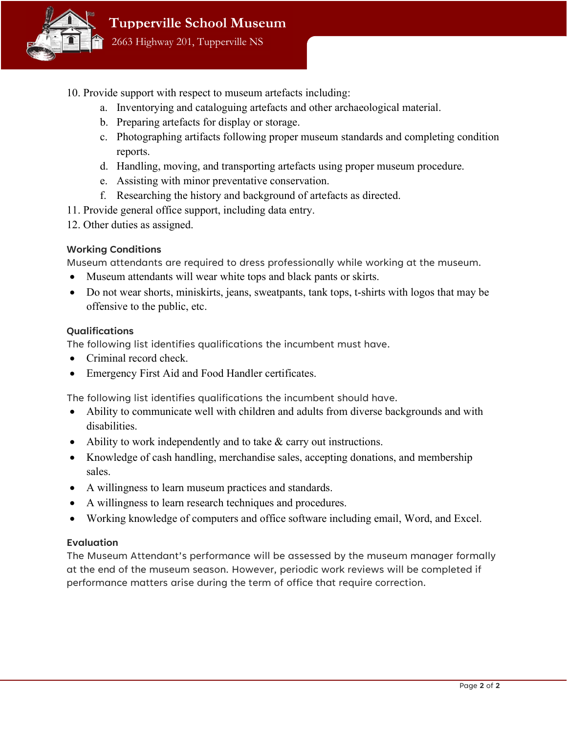10. Provide support with respect to museum artefacts including:
    a. Inventorying and cataloguing artefacts and other archaeological material.
    b. Preparing artefacts for display or storage.
    c. Photographing artifacts following proper museum standards and completing condition reports.
    d. Handling, moving, and transporting artefacts using proper museum procedure.
    e. Assisting with minor preventative conservation.
    f. Researching the history and background of artefacts as directed.
11. Provide general office support, including data entry.
12. Other duties as assigned.

### Working Conditions

Museum attendants are required to dress professionally while working at the museum.

- Museum attendants will wear white tops and black pants or skirts.
- Do not wear shorts, miniskirts, jeans, sweatpants, tank tops, t-shirts with logos that may be offensive to the public, etc.

### Qualifications

The following list identifies qualifications the incumbent must have.

- Criminal record check.
- Emergency First Aid and Food Handler certificates.

The following list identifies qualifications the incumbent should have.

- Ability to communicate well with children and adults from diverse backgrounds and with disabilities.
- Ability to work independently and to take & carry out instructions.
- Knowledge of cash handling, merchandise sales, accepting donations, and membership sales.
- A willingness to learn museum practices and standards.
- A willingness to learn research techniques and procedures.
- Working knowledge of computers and office software including email, Word, and Excel.

### Evaluation

The Museum Attendant's performance will be assessed by the museum manager formally at the end of the museum season. However, periodic work reviews will be completed if performance matters arise during the term of office that require correction.